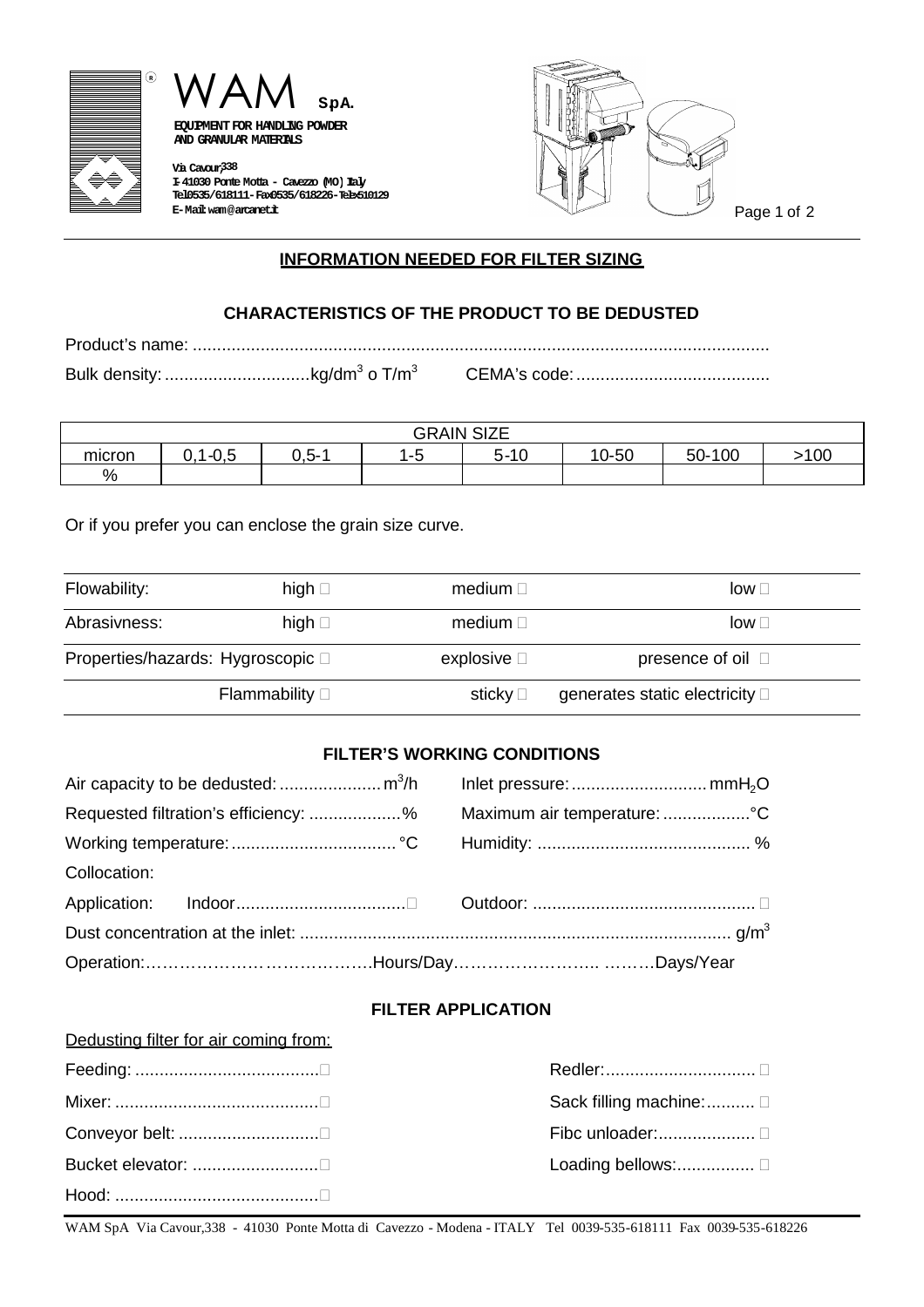WAM SpA.

EQUIPMENT FOR HANDLING POWDER AND GRANULAR MATERIALS

Via Cavour, 338
I-41030 Ponte Motta - Cavezzo (MO) Italy
Tel 0535/618111 - Fax 0535/618226 - Telex 510129
E-Mail: wam@arcanet.it

## INFORMATION NEEDED FOR FILTER SIZING

### CHARACTERISTICS OF THE PRODUCT TO BE DEDUSTED

Product's name: ..........................................................................................................................

Bulk density: ..............................kg/dm$^3$ o T/m$^3$        CEMA's code: ........................................

| GRAIN SIZE | | | | | | | |
|---|---|---|---|---|---|---|---|
| micron | 0,1-0,5 | 0,5-1 | 1-5 | 5-10 | 10-50 | 50-100 | >100 |
| % | | | | | | | |

Or if you prefer you can enclose the grain size curve.

| | | | |
|---|---|---|---|
| Flowability: | high ☐ | medium ☐ | low ☐ |
| Abrasivness: | high ☐ | medium ☐ | low ☐ |
| Properties/hazards: | Hygroscopic ☐ | explosive ☐ | presence of oil ☐ |
| | Flammability ☐ | sticky ☐ | generates static electricity ☐ |

### FILTER'S WORKING CONDITIONS

Air capacity to be dedusted: ..................... m$^3$/h        Inlet pressure: ............................ mmH$_2$O

Requested filtration's efficiency: ...................%        Maximum air temperature: ..................°C

Working temperature: .................................. °C        Humidity: ............................................ %

Collocation:

Application:    Indoor...................................☐        Outdoor: ............................................. ☐

Dust concentration at the inlet: ........................................................................................ g/m$^3$

Operation:…………………………………….Hours/Day…………………….. ………Days/Year

### FILTER APPLICATION

Dedusting filter for air coming from:

Feeding: ......................................☐        Redler: ............................... ☐

Mixer: ..........................................☐        Sack filling machine: .......... ☐

Conveyor belt: .............................☐        Fibc unloader: .................... ☐

Bucket elevator: ..........................☐        Loading bellows: ................ ☐

Hood: ..........................................☐

WAM SpA Via Cavour,338 - 41030 Ponte Motta di Cavezzo - Modena - ITALY Tel 0039-535-618111 Fax 0039-535-618226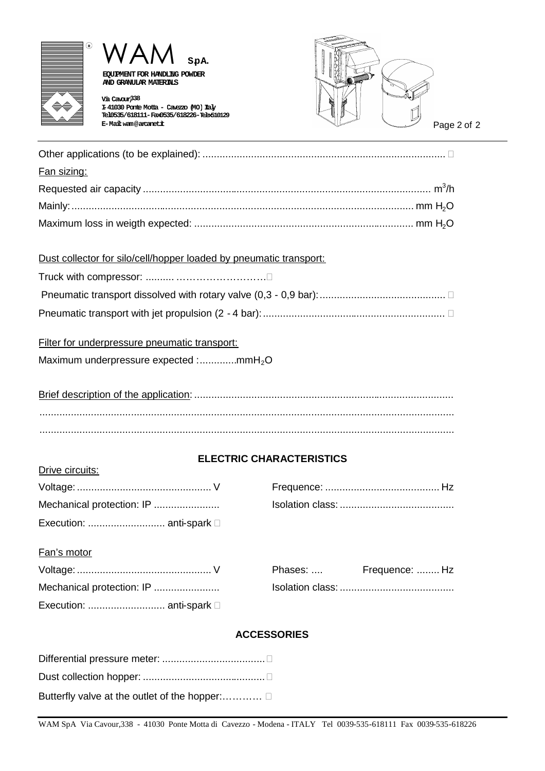Other applications (to be explained): .................................................................................... □

Fan sizing:

Requested air capacity .................................................................................................... $m^3/h$

Mainly: ........................................................................................................................ mm $H_2O$

Maximum loss in weigth expected: ............................................................................ mm $H_2O$

Dust collector for silo/cell/hopper loaded by pneumatic transport:

Truck with compressor: .......... ……………………….□

Pneumatic transport dissolved with rotary valve (0,3 - 0,9 bar): ............................................ □

Pneumatic transport with jet propulsion (2 - 4 bar): ................................................................ □

Filter for underpressure pneumatic transport:

Maximum underpressure expected :.............mm$H_2O$

Brief description of the application: ..........................................................................................

..................................................................................................................................................

..................................................................................................................................................

## ELECTRIC CHARACTERISTICS

Drive circuits:

Voltage: ............................................... V          Frequence: ........................................ Hz

Mechanical protection: IP .......................          Isolation class: ........................................

Execution: ........................... anti-spark □

Fan's motor

Voltage: ............................................... V          Phases: ....          Frequence: ........ Hz

Mechanical protection: IP .......................          Isolation class: ........................................

Execution: ........................... anti-spark □

## ACCESSORIES

Differential pressure meter: .................................... □

Dust collection hopper: ........................................... □

Butterfly valve at the outlet of the hopper:………… □